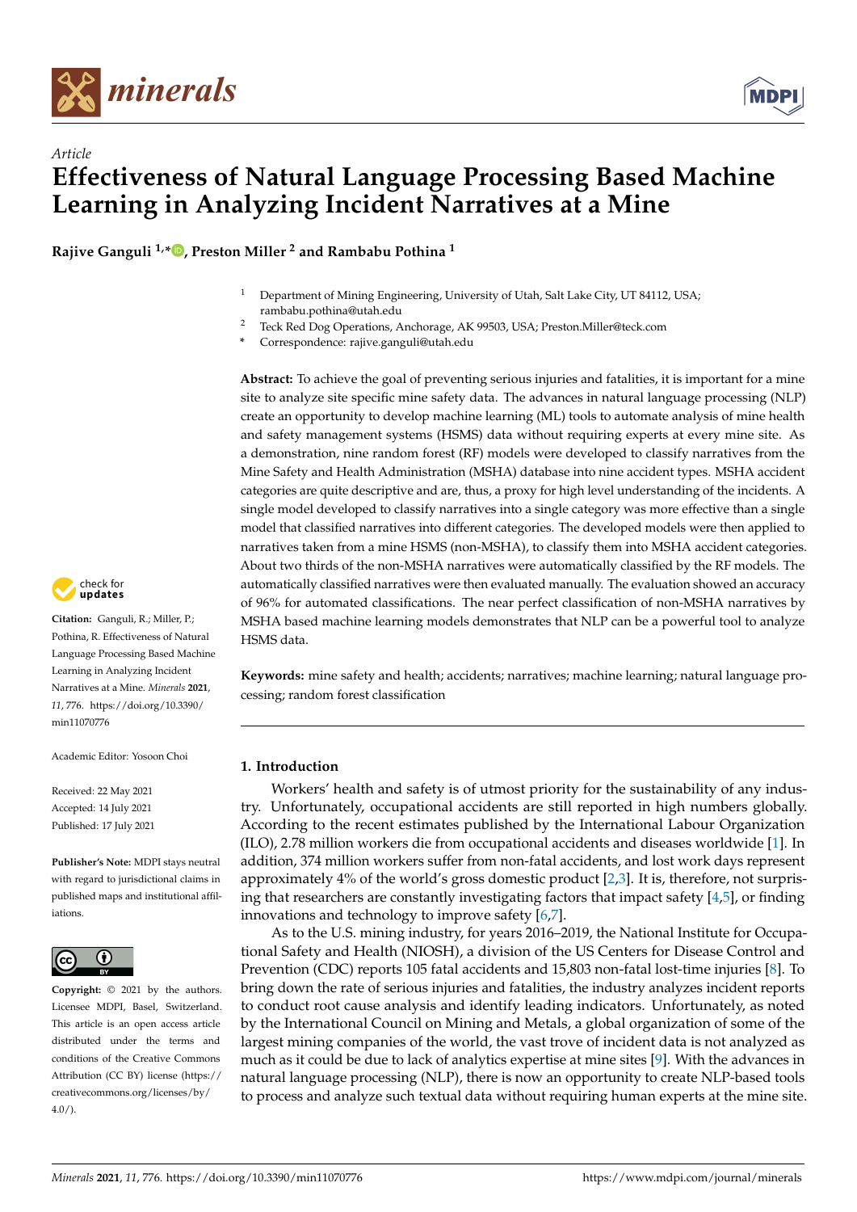*Article*

# Effectiveness of Natural Language Processing Based Machine Learning in Analyzing Incident Narratives at a Mine

**Rajive Ganguli [1,*], Preston Miller [2] and Rambabu Pothina [1]**

[1] Department of Mining Engineering, University of Utah, Salt Lake City, UT 84112, USA; rambabu.pothina@utah.edu

[2] Teck Red Dog Operations, Anchorage, AK 99503, USA; Preston.Miller@teck.com

[*] Correspondence: rajive.ganguli@utah.edu

**Abstract:** To achieve the goal of preventing serious injuries and fatalities, it is important for a mine site to analyze site specific mine safety data. The advances in natural language processing (NLP) create an opportunity to develop machine learning (ML) tools to automate analysis of mine health and safety management systems (HSMS) data without requiring experts at every mine site. As a demonstration, nine random forest (RF) models were developed to classify narratives from the Mine Safety and Health Administration (MSHA) database into nine accident types. MSHA accident categories are quite descriptive and are, thus, a proxy for high level understanding of the incidents. A single model developed to classify narratives into a single category was more effective than a single model that classified narratives into different categories. The developed models were then applied to narratives taken from a mine HSMS (non-MSHA), to classify them into MSHA accident categories. About two thirds of the non-MSHA narratives were automatically classified by the RF models. The automatically classified narratives were then evaluated manually. The evaluation showed an accuracy of 96% for automated classifications. The near perfect classification of non-MSHA narratives by MSHA based machine learning models demonstrates that NLP can be a powerful tool to analyze HSMS data.

**Keywords:** mine safety and health; accidents; narratives; machine learning; natural language processing; random forest classification

**Citation:** Ganguli, R.; Miller, P.; Pothina, R. Effectiveness of Natural Language Processing Based Machine Learning in Analyzing Incident Narratives at a Mine. *Minerals* **2021**, *11*, 776. https://doi.org/10.3390/min11070776

Academic Editor: Yosoon Choi

Received: 22 May 2021
Accepted: 14 July 2021
Published: 17 July 2021

**Publisher's Note:** MDPI stays neutral with regard to jurisdictional claims in published maps and institutional affiliations.

**Copyright:** © 2021 by the authors. Licensee MDPI, Basel, Switzerland. This article is an open access article distributed under the terms and conditions of the Creative Commons Attribution (CC BY) license (https://creativecommons.org/licenses/by/4.0/).

## 1. Introduction

Workers' health and safety is of utmost priority for the sustainability of any industry. Unfortunately, occupational accidents are still reported in high numbers globally. According to the recent estimates published by the International Labour Organization (ILO), 2.78 million workers die from occupational accidents and diseases worldwide [1]. In addition, 374 million workers suffer from non-fatal accidents, and lost work days represent approximately 4% of the world's gross domestic product [2,3]. It is, therefore, not surprising that researchers are constantly investigating factors that impact safety [4,5], or finding innovations and technology to improve safety [6,7].

As to the U.S. mining industry, for years 2016–2019, the National Institute for Occupational Safety and Health (NIOSH), a division of the US Centers for Disease Control and Prevention (CDC) reports 105 fatal accidents and 15,803 non-fatal lost-time injuries [8]. To bring down the rate of serious injuries and fatalities, the industry analyzes incident reports to conduct root cause analysis and identify leading indicators. Unfortunately, as noted by the International Council on Mining and Metals, a global organization of some of the largest mining companies of the world, the vast trove of incident data is not analyzed as much as it could be due to lack of analytics expertise at mine sites [9]. With the advances in natural language processing (NLP), there is now an opportunity to create NLP-based tools to process and analyze such textual data without requiring human experts at the mine site.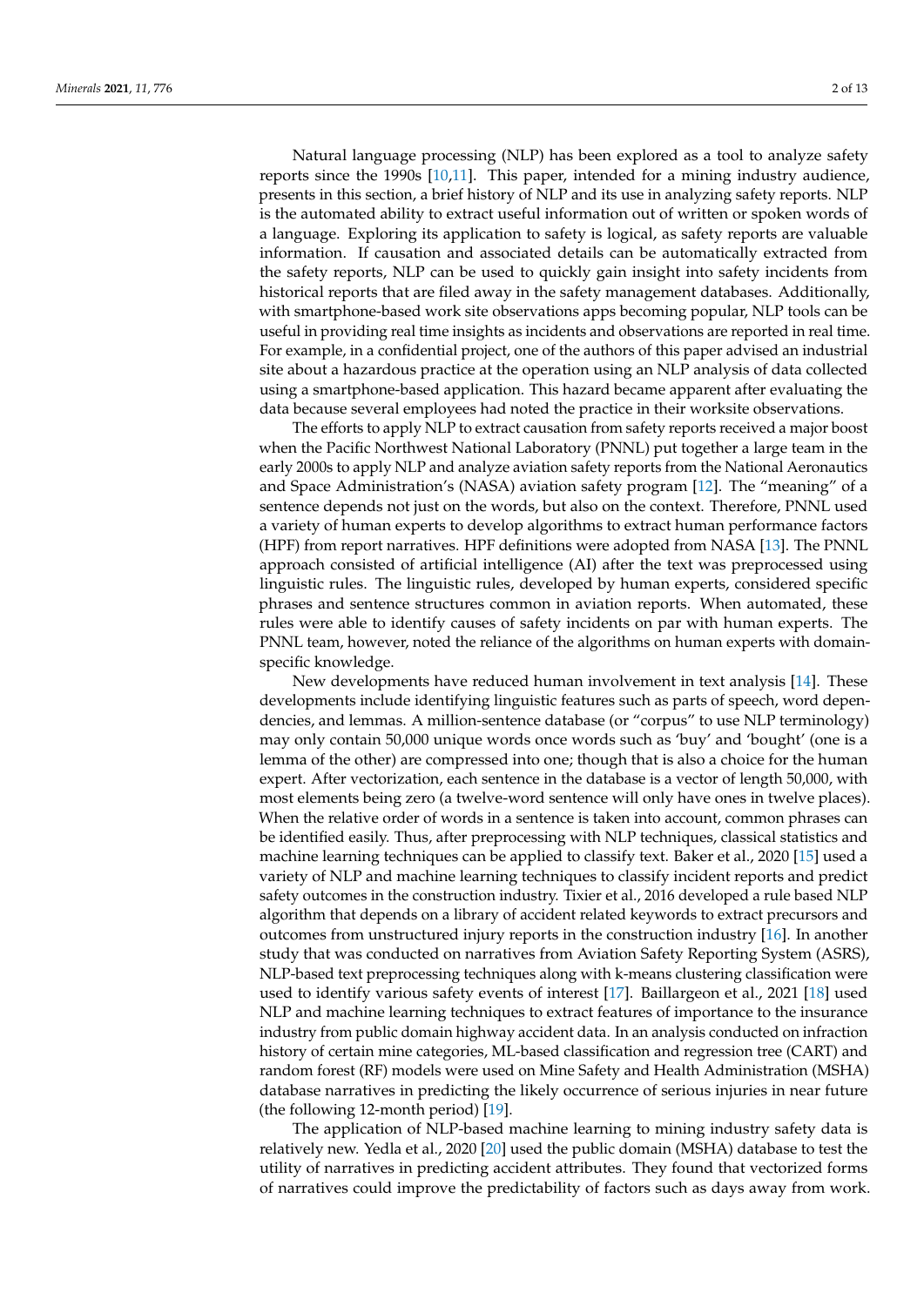Natural language processing (NLP) has been explored as a tool to analyze safety reports since the 1990s [10,11]. This paper, intended for a mining industry audience, presents in this section, a brief history of NLP and its use in analyzing safety reports. NLP is the automated ability to extract useful information out of written or spoken words of a language. Exploring its application to safety is logical, as safety reports are valuable information. If causation and associated details can be automatically extracted from the safety reports, NLP can be used to quickly gain insight into safety incidents from historical reports that are filed away in the safety management databases. Additionally, with smartphone-based work site observations apps becoming popular, NLP tools can be useful in providing real time insights as incidents and observations are reported in real time. For example, in a confidential project, one of the authors of this paper advised an industrial site about a hazardous practice at the operation using an NLP analysis of data collected using a smartphone-based application. This hazard became apparent after evaluating the data because several employees had noted the practice in their worksite observations.

The efforts to apply NLP to extract causation from safety reports received a major boost when the Pacific Northwest National Laboratory (PNNL) put together a large team in the early 2000s to apply NLP and analyze aviation safety reports from the National Aeronautics and Space Administration's (NASA) aviation safety program [12]. The "meaning" of a sentence depends not just on the words, but also on the context. Therefore, PNNL used a variety of human experts to develop algorithms to extract human performance factors (HPF) from report narratives. HPF definitions were adopted from NASA [13]. The PNNL approach consisted of artificial intelligence (AI) after the text was preprocessed using linguistic rules. The linguistic rules, developed by human experts, considered specific phrases and sentence structures common in aviation reports. When automated, these rules were able to identify causes of safety incidents on par with human experts. The PNNL team, however, noted the reliance of the algorithms on human experts with domain-specific knowledge.

New developments have reduced human involvement in text analysis [14]. These developments include identifying linguistic features such as parts of speech, word dependencies, and lemmas. A million-sentence database (or "corpus" to use NLP terminology) may only contain 50,000 unique words once words such as 'buy' and 'bought' (one is a lemma of the other) are compressed into one; though that is also a choice for the human expert. After vectorization, each sentence in the database is a vector of length 50,000, with most elements being zero (a twelve-word sentence will only have ones in twelve places). When the relative order of words in a sentence is taken into account, common phrases can be identified easily. Thus, after preprocessing with NLP techniques, classical statistics and machine learning techniques can be applied to classify text. Baker et al., 2020 [15] used a variety of NLP and machine learning techniques to classify incident reports and predict safety outcomes in the construction industry. Tixier et al., 2016 developed a rule based NLP algorithm that depends on a library of accident related keywords to extract precursors and outcomes from unstructured injury reports in the construction industry [16]. In another study that was conducted on narratives from Aviation Safety Reporting System (ASRS), NLP-based text preprocessing techniques along with k-means clustering classification were used to identify various safety events of interest [17]. Baillargeon et al., 2021 [18] used NLP and machine learning techniques to extract features of importance to the insurance industry from public domain highway accident data. In an analysis conducted on infraction history of certain mine categories, ML-based classification and regression tree (CART) and random forest (RF) models were used on Mine Safety and Health Administration (MSHA) database narratives in predicting the likely occurrence of serious injuries in near future (the following 12-month period) [19].

The application of NLP-based machine learning to mining industry safety data is relatively new. Yedla et al., 2020 [20] used the public domain (MSHA) database to test the utility of narratives in predicting accident attributes. They found that vectorized forms of narratives could improve the predictability of factors such as days away from work.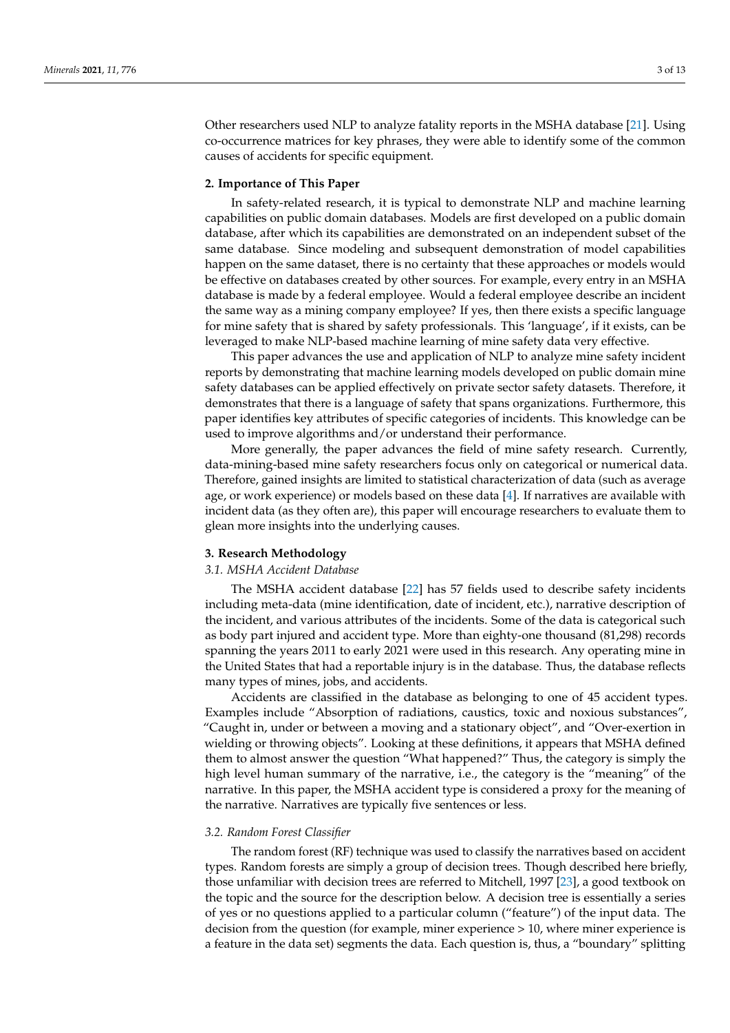Other researchers used NLP to analyze fatality reports in the MSHA database [21]. Using co-occurrence matrices for key phrases, they were able to identify some of the common causes of accidents for specific equipment.

## 2. Importance of This Paper

In safety-related research, it is typical to demonstrate NLP and machine learning capabilities on public domain databases. Models are first developed on a public domain database, after which its capabilities are demonstrated on an independent subset of the same database. Since modeling and subsequent demonstration of model capabilities happen on the same dataset, there is no certainty that these approaches or models would be effective on databases created by other sources. For example, every entry in an MSHA database is made by a federal employee. Would a federal employee describe an incident the same way as a mining company employee? If yes, then there exists a specific language for mine safety that is shared by safety professionals. This 'language', if it exists, can be leveraged to make NLP-based machine learning of mine safety data very effective.

This paper advances the use and application of NLP to analyze mine safety incident reports by demonstrating that machine learning models developed on public domain mine safety databases can be applied effectively on private sector safety datasets. Therefore, it demonstrates that there is a language of safety that spans organizations. Furthermore, this paper identifies key attributes of specific categories of incidents. This knowledge can be used to improve algorithms and/or understand their performance.

More generally, the paper advances the field of mine safety research. Currently, data-mining-based mine safety researchers focus only on categorical or numerical data. Therefore, gained insights are limited to statistical characterization of data (such as average age, or work experience) or models based on these data [4]. If narratives are available with incident data (as they often are), this paper will encourage researchers to evaluate them to glean more insights into the underlying causes.

## 3. Research Methodology

### 3.1. MSHA Accident Database

The MSHA accident database [22] has 57 fields used to describe safety incidents including meta-data (mine identification, date of incident, etc.), narrative description of the incident, and various attributes of the incidents. Some of the data is categorical such as body part injured and accident type. More than eighty-one thousand (81,298) records spanning the years 2011 to early 2021 were used in this research. Any operating mine in the United States that had a reportable injury is in the database. Thus, the database reflects many types of mines, jobs, and accidents.

Accidents are classified in the database as belonging to one of 45 accident types. Examples include "Absorption of radiations, caustics, toxic and noxious substances", "Caught in, under or between a moving and a stationary object", and "Over-exertion in wielding or throwing objects". Looking at these definitions, it appears that MSHA defined them to almost answer the question "What happened?" Thus, the category is simply the high level human summary of the narrative, i.e., the category is the "meaning" of the narrative. In this paper, the MSHA accident type is considered a proxy for the meaning of the narrative. Narratives are typically five sentences or less.

### 3.2. Random Forest Classifier

The random forest (RF) technique was used to classify the narratives based on accident types. Random forests are simply a group of decision trees. Though described here briefly, those unfamiliar with decision trees are referred to Mitchell, 1997 [23], a good textbook on the topic and the source for the description below. A decision tree is essentially a series of yes or no questions applied to a particular column ("feature") of the input data. The decision from the question (for example, miner experience > 10, where miner experience is a feature in the data set) segments the data. Each question is, thus, a "boundary" splitting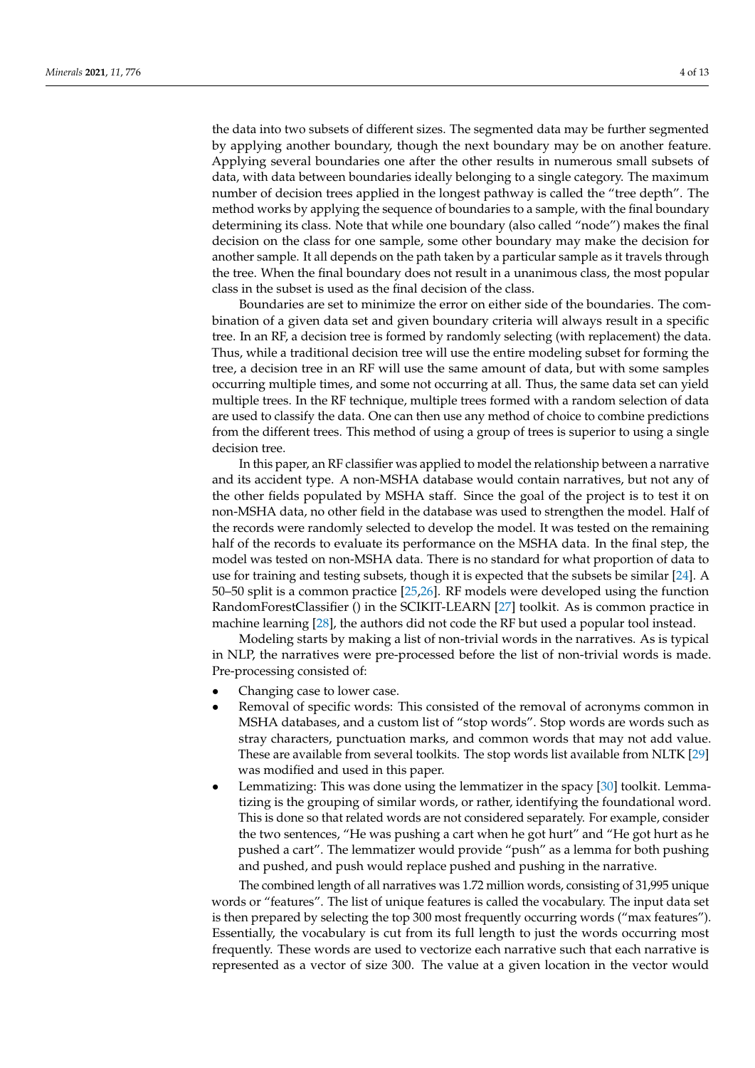the data into two subsets of different sizes. The segmented data may be further segmented by applying another boundary, though the next boundary may be on another feature. Applying several boundaries one after the other results in numerous small subsets of data, with data between boundaries ideally belonging to a single category. The maximum number of decision trees applied in the longest pathway is called the "tree depth". The method works by applying the sequence of boundaries to a sample, with the final boundary determining its class. Note that while one boundary (also called "node") makes the final decision on the class for one sample, some other boundary may make the decision for another sample. It all depends on the path taken by a particular sample as it travels through the tree. When the final boundary does not result in a unanimous class, the most popular class in the subset is used as the final decision of the class.

Boundaries are set to minimize the error on either side of the boundaries. The combination of a given data set and given boundary criteria will always result in a specific tree. In an RF, a decision tree is formed by randomly selecting (with replacement) the data. Thus, while a traditional decision tree will use the entire modeling subset for forming the tree, a decision tree in an RF will use the same amount of data, but with some samples occurring multiple times, and some not occurring at all. Thus, the same data set can yield multiple trees. In the RF technique, multiple trees formed with a random selection of data are used to classify the data. One can then use any method of choice to combine predictions from the different trees. This method of using a group of trees is superior to using a single decision tree.

In this paper, an RF classifier was applied to model the relationship between a narrative and its accident type. A non-MSHA database would contain narratives, but not any of the other fields populated by MSHA staff. Since the goal of the project is to test it on non-MSHA data, no other field in the database was used to strengthen the model. Half of the records were randomly selected to develop the model. It was tested on the remaining half of the records to evaluate its performance on the MSHA data. In the final step, the model was tested on non-MSHA data. There is no standard for what proportion of data to use for training and testing subsets, though it is expected that the subsets be similar [24]. A 50–50 split is a common practice [25,26]. RF models were developed using the function RandomForestClassifier () in the SCIKIT-LEARN [27] toolkit. As is common practice in machine learning [28], the authors did not code the RF but used a popular tool instead.

Modeling starts by making a list of non-trivial words in the narratives. As is typical in NLP, the narratives were pre-processed before the list of non-trivial words is made. Pre-processing consisted of:

- Changing case to lower case.
- Removal of specific words: This consisted of the removal of acronyms common in MSHA databases, and a custom list of "stop words". Stop words are words such as stray characters, punctuation marks, and common words that may not add value. These are available from several toolkits. The stop words list available from NLTK [29] was modified and used in this paper.
- Lemmatizing: This was done using the lemmatizer in the spacy [30] toolkit. Lemmatizing is the grouping of similar words, or rather, identifying the foundational word. This is done so that related words are not considered separately. For example, consider the two sentences, "He was pushing a cart when he got hurt" and "He got hurt as he pushed a cart". The lemmatizer would provide "push" as a lemma for both pushing and pushed, and push would replace pushed and pushing in the narrative.

The combined length of all narratives was 1.72 million words, consisting of 31,995 unique words or "features". The list of unique features is called the vocabulary. The input data set is then prepared by selecting the top 300 most frequently occurring words ("max features"). Essentially, the vocabulary is cut from its full length to just the words occurring most frequently. These words are used to vectorize each narrative such that each narrative is represented as a vector of size 300. The value at a given location in the vector would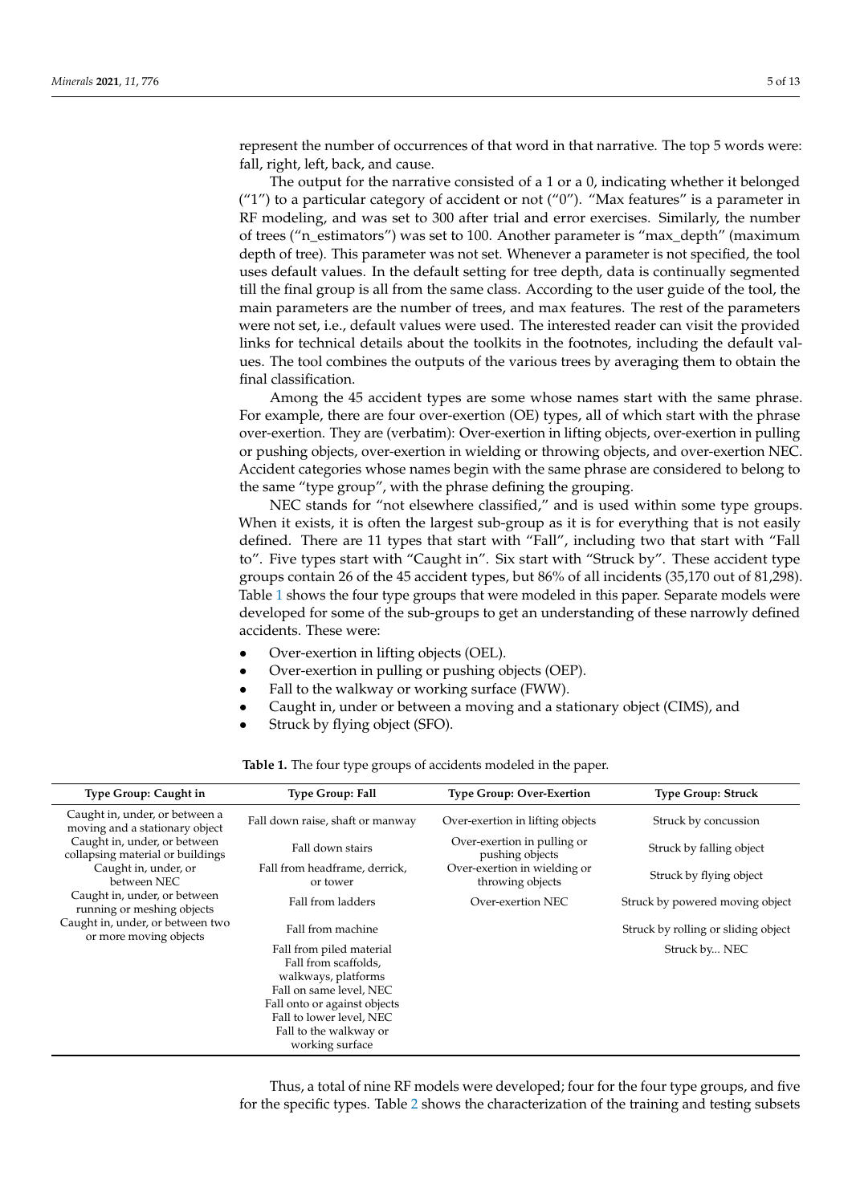represent the number of occurrences of that word in that narrative. The top 5 words were: fall, right, left, back, and cause.

The output for the narrative consisted of a 1 or a 0, indicating whether it belonged ("1") to a particular category of accident or not ("0"). "Max features" is a parameter in RF modeling, and was set to 300 after trial and error exercises. Similarly, the number of trees ("n_estimators") was set to 100. Another parameter is "max_depth" (maximum depth of tree). This parameter was not set. Whenever a parameter is not specified, the tool uses default values. In the default setting for tree depth, data is continually segmented till the final group is all from the same class. According to the user guide of the tool, the main parameters are the number of trees, and max features. The rest of the parameters were not set, i.e., default values were used. The interested reader can visit the provided links for technical details about the toolkits in the footnotes, including the default values. The tool combines the outputs of the various trees by averaging them to obtain the final classification.

Among the 45 accident types are some whose names start with the same phrase. For example, there are four over-exertion (OE) types, all of which start with the phrase over-exertion. They are (verbatim): Over-exertion in lifting objects, over-exertion in pulling or pushing objects, over-exertion in wielding or throwing objects, and over-exertion NEC. Accident categories whose names begin with the same phrase are considered to belong to the same "type group", with the phrase defining the grouping.

NEC stands for "not elsewhere classified," and is used within some type groups. When it exists, it is often the largest sub-group as it is for everything that is not easily defined. There are 11 types that start with "Fall", including two that start with "Fall to". Five types start with "Caught in". Six start with "Struck by". These accident type groups contain 26 of the 45 accident types, but 86% of all incidents (35,170 out of 81,298). Table 1 shows the four type groups that were modeled in this paper. Separate models were developed for some of the sub-groups to get an understanding of these narrowly defined accidents. These were:

- Over-exertion in lifting objects (OEL).
- Over-exertion in pulling or pushing objects (OEP).
- Fall to the walkway or working surface (FWW).
- Caught in, under or between a moving and a stationary object (CIMS), and
- Struck by flying object (SFO).

**Table 1.** The four type groups of accidents modeled in the paper.

| Type Group: Caught in | Type Group: Fall | Type Group: Over-Exertion | Type Group: Struck |
|---|---|---|---|
| Caught in, under, or between a moving and a stationary object | Fall down raise, shaft or manway | Over-exertion in lifting objects | Struck by concussion |
| Caught in, under, or between collapsing material or buildings | Fall down stairs | Over-exertion in pulling or pushing objects | Struck by falling object |
| Caught in, under, or between NEC | Fall from headframe, derrick, or tower | Over-exertion in wielding or throwing objects | Struck by flying object |
| Caught in, under, or between running or meshing objects | Fall from ladders | Over-exertion NEC | Struck by powered moving object |
| Caught in, under, or between two or more moving objects | Fall from machine | | Struck by rolling or sliding object |
| | Fall from piled material | | Struck by... NEC |
| | Fall from scaffolds, walkways, platforms | | |
| | Fall on same level, NEC | | |
| | Fall onto or against objects | | |
| | Fall to lower level, NEC | | |
| | Fall to the walkway or working surface | | |

Thus, a total of nine RF models were developed; four for the four type groups, and five for the specific types. Table 2 shows the characterization of the training and testing subsets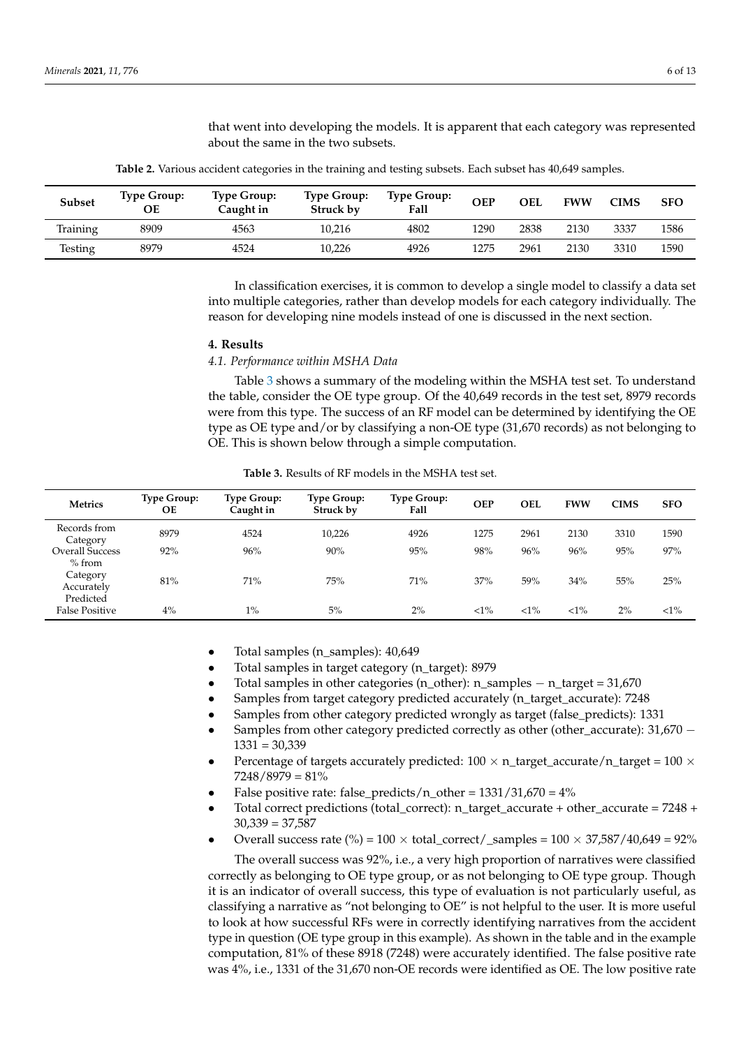that went into developing the models. It is apparent that each category was represented about the same in the two subsets.

**Table 2.** Various accident categories in the training and testing subsets. Each subset has 40,649 samples.

| Subset | Type Group: OE | Type Group: Caught in | Type Group: Struck by | Type Group: Fall | OEP | OEL | FWW | CIMS | SFO |
|---|---|---|---|---|---|---|---|---|---|
| Training | 8909 | 4563 | 10,216 | 4802 | 1290 | 2838 | 2130 | 3337 | 1586 |
| Testing | 8979 | 4524 | 10,226 | 4926 | 1275 | 2961 | 2130 | 3310 | 1590 |

In classification exercises, it is common to develop a single model to classify a data set into multiple categories, rather than develop models for each category individually. The reason for developing nine models instead of one is discussed in the next section.

## 4. Results

### *4.1. Performance within MSHA Data*

Table 3 shows a summary of the modeling within the MSHA test set. To understand the table, consider the OE type group. Of the 40,649 records in the test set, 8979 records were from this type. The success of an RF model can be determined by identifying the OE type as OE type and/or by classifying a non-OE type (31,670 records) as not belonging to OE. This is shown below through a simple computation.

**Table 3.** Results of RF models in the MSHA test set.

| Metrics | Type Group: OE | Type Group: Caught in | Type Group: Struck by | Type Group: Fall | OEP | OEL | FWW | CIMS | SFO |
|---|---|---|---|---|---|---|---|---|---|
| Records from Category | 8979 | 4524 | 10,226 | 4926 | 1275 | 2961 | 2130 | 3310 | 1590 |
| Overall Success | 92% | 96% | 90% | 95% | 98% | 96% | 96% | 95% | 97% |
| % from Category Accurately Predicted | 81% | 71% | 75% | 71% | 37% | 59% | 34% | 55% | 25% |
| False Positive | 4% | 1% | 5% | 2% | <1% | <1% | <1% | 2% | <1% |

- Total samples (n_samples): 40,649
- Total samples in target category (n_target): 8979
- Total samples in other categories (n_other): n_samples − n_target = 31,670
- Samples from target category predicted accurately (n_target_accurate): 7248
- Samples from other category predicted wrongly as target (false_predicts): 1331
- Samples from other category predicted correctly as other (other_accurate): 31,670 − 1331 = 30,339
- Percentage of targets accurately predicted: 100 × n_target_accurate/n_target = 100 × 7248/8979 = 81%
- False positive rate: false_predicts/n_other = 1331/31,670 = 4%
- Total correct predictions (total_correct): n_target_accurate + other_accurate = 7248 + 30,339 = 37,587
- Overall success rate (%) = 100 × total_correct/_samples = 100 × 37,587/40,649 = 92%

The overall success was 92%, i.e., a very high proportion of narratives were classified correctly as belonging to OE type group, or as not belonging to OE type group. Though it is an indicator of overall success, this type of evaluation is not particularly useful, as classifying a narrative as "not belonging to OE" is not helpful to the user. It is more useful to look at how successful RFs were in correctly identifying narratives from the accident type in question (OE type group in this example). As shown in the table and in the example computation, 81% of these 8918 (7248) were accurately identified. The false positive rate was 4%, i.e., 1331 of the 31,670 non-OE records were identified as OE. The low positive rate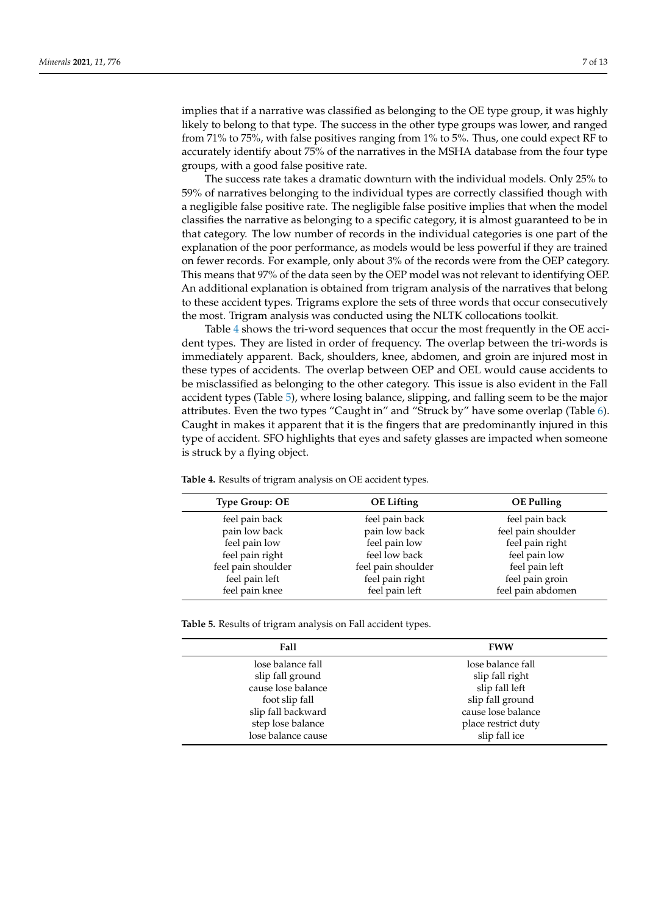implies that if a narrative was classified as belonging to the OE type group, it was highly likely to belong to that type. The success in the other type groups was lower, and ranged from 71% to 75%, with false positives ranging from 1% to 5%. Thus, one could expect RF to accurately identify about 75% of the narratives in the MSHA database from the four type groups, with a good false positive rate.

The success rate takes a dramatic downturn with the individual models. Only 25% to 59% of narratives belonging to the individual types are correctly classified though with a negligible false positive rate. The negligible false positive implies that when the model classifies the narrative as belonging to a specific category, it is almost guaranteed to be in that category. The low number of records in the individual categories is one part of the explanation of the poor performance, as models would be less powerful if they are trained on fewer records. For example, only about 3% of the records were from the OEP category. This means that 97% of the data seen by the OEP model was not relevant to identifying OEP. An additional explanation is obtained from trigram analysis of the narratives that belong to these accident types. Trigrams explore the sets of three words that occur consecutively the most. Trigram analysis was conducted using the NLTK collocations toolkit.

Table 4 shows the tri-word sequences that occur the most frequently in the OE accident types. They are listed in order of frequency. The overlap between the tri-words is immediately apparent. Back, shoulders, knee, abdomen, and groin are injured most in these types of accidents. The overlap between OEP and OEL would cause accidents to be misclassified as belonging to the other category. This issue is also evident in the Fall accident types (Table 5), where losing balance, slipping, and falling seem to be the major attributes. Even the two types "Caught in" and "Struck by" have some overlap (Table 6). Caught in makes it apparent that it is the fingers that are predominantly injured in this type of accident. SFO highlights that eyes and safety glasses are impacted when someone is struck by a flying object.

**Table 4.** Results of trigram analysis on OE accident types.

| Type Group: OE | OE Lifting | OE Pulling |
|---|---|---|
| feel pain back | feel pain back | feel pain back |
| pain low back | pain low back | feel pain shoulder |
| feel pain low | feel pain low | feel pain right |
| feel pain right | feel low back | feel pain low |
| feel pain shoulder | feel pain shoulder | feel pain left |
| feel pain left | feel pain right | feel pain groin |
| feel pain knee | feel pain left | feel pain abdomen |

**Table 5.** Results of trigram analysis on Fall accident types.

| Fall | FWW |
|---|---|
| lose balance fall | lose balance fall |
| slip fall ground | slip fall right |
| cause lose balance | slip fall left |
| foot slip fall | slip fall ground |
| slip fall backward | cause lose balance |
| step lose balance | place restrict duty |
| lose balance cause | slip fall ice |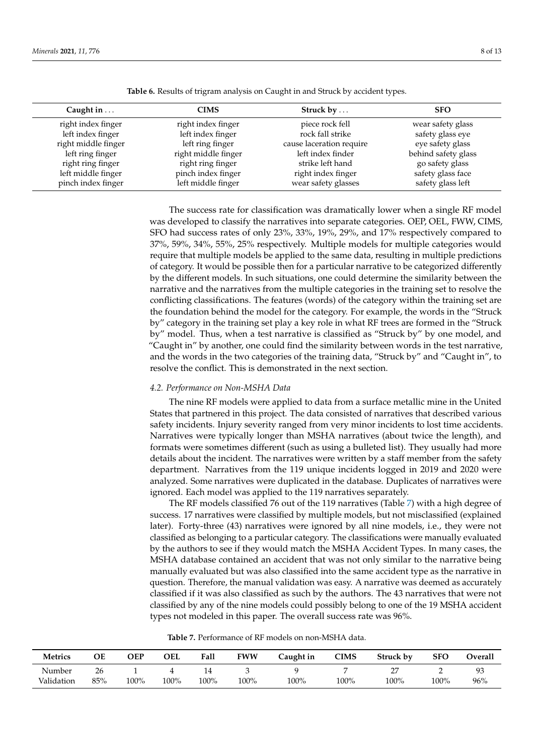**Table 6.** Results of trigram analysis on Caught in and Struck by accident types.

| Caught in ... | CIMS | Struck by ... | SFO |
|---|---|---|---|
| right index finger | right index finger | piece rock fell | wear safety glass |
| left index finger | left index finger | rock fall strike | safety glass eye |
| right middle finger | left ring finger | cause laceration require | eye safety glass |
| left ring finger | right middle finger | left index finder | behind safety glass |
| right ring finger | right ring finger | strike left hand | go safety glass |
| left middle finger | pinch index finger | right index finger | safety glass face |
| pinch index finger | left middle finger | wear safety glasses | safety glass left |

The success rate for classification was dramatically lower when a single RF model was developed to classify the narratives into separate categories. OEP, OEL, FWW, CIMS, SFO had success rates of only 23%, 33%, 19%, 29%, and 17% respectively compared to 37%, 59%, 34%, 55%, 25% respectively. Multiple models for multiple categories would require that multiple models be applied to the same data, resulting in multiple predictions of category. It would be possible then for a particular narrative to be categorized differently by the different models. In such situations, one could determine the similarity between the narrative and the narratives from the multiple categories in the training set to resolve the conflicting classifications. The features (words) of the category within the training set are the foundation behind the model for the category. For example, the words in the "Struck by" category in the training set play a key role in what RF trees are formed in the "Struck by" model. Thus, when a test narrative is classified as "Struck by" by one model, and "Caught in" by another, one could find the similarity between words in the test narrative, and the words in the two categories of the training data, "Struck by" and "Caught in", to resolve the conflict. This is demonstrated in the next section.

### *4.2. Performance on Non-MSHA Data*

The nine RF models were applied to data from a surface metallic mine in the United States that partnered in this project. The data consisted of narratives that described various safety incidents. Injury severity ranged from very minor incidents to lost time accidents. Narratives were typically longer than MSHA narratives (about twice the length), and formats were sometimes different (such as using a bulleted list). They usually had more details about the incident. The narratives were written by a staff member from the safety department. Narratives from the 119 unique incidents logged in 2019 and 2020 were analyzed. Some narratives were duplicated in the database. Duplicates of narratives were ignored. Each model was applied to the 119 narratives separately.

The RF models classified 76 out of the 119 narratives (Table 7) with a high degree of success. 17 narratives were classified by multiple models, but not misclassified (explained later). Forty-three (43) narratives were ignored by all nine models, i.e., they were not classified as belonging to a particular category. The classifications were manually evaluated by the authors to see if they would match the MSHA Accident Types. In many cases, the MSHA database contained an accident that was not only similar to the narrative being manually evaluated but was also classified into the same accident type as the narrative in question. Therefore, the manual validation was easy. A narrative was deemed as accurately classified if it was also classified as such by the authors. The 43 narratives that were not classified by any of the nine models could possibly belong to one of the 19 MSHA accident types not modeled in this paper. The overall success rate was 96%.

**Table 7.** Performance of RF models on non-MSHA data.

| Metrics | OE | OEP | OEL | Fall | FWW | Caught in | CIMS | Struck by | SFO | Overall |
|---|---|---|---|---|---|---|---|---|---|---|
| Number | 26 | 1 | 4 | 14 | 3 | 9 | 7 | 27 | 2 | 93 |
| Validation | 85% | 100% | 100% | 100% | 100% | 100% | 100% | 100% | 100% | 96% |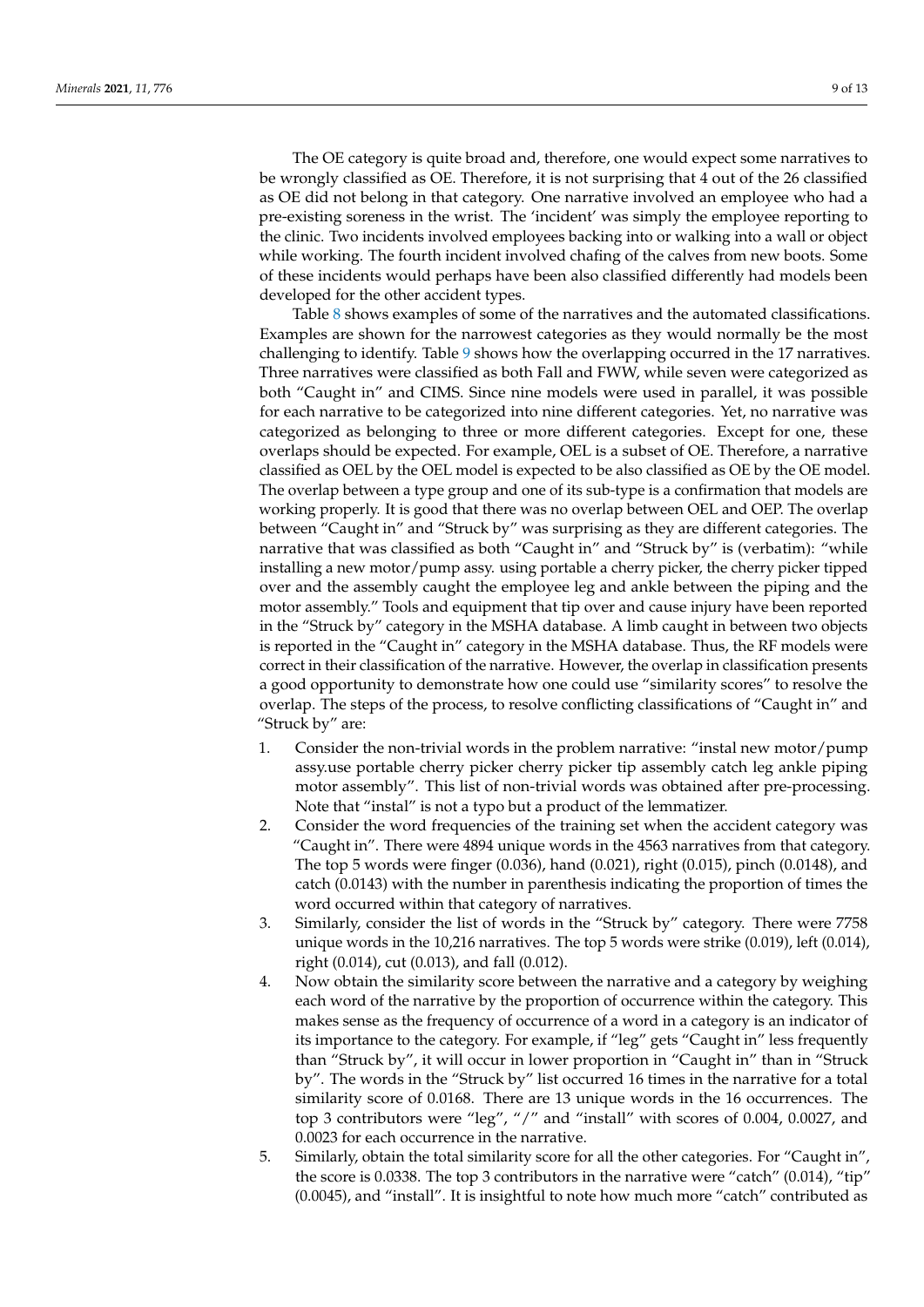The OE category is quite broad and, therefore, one would expect some narratives to be wrongly classified as OE. Therefore, it is not surprising that 4 out of the 26 classified as OE did not belong in that category. One narrative involved an employee who had a pre-existing soreness in the wrist. The 'incident' was simply the employee reporting to the clinic. Two incidents involved employees backing into or walking into a wall or object while working. The fourth incident involved chafing of the calves from new boots. Some of these incidents would perhaps have been also classified differently had models been developed for the other accident types.

Table 8 shows examples of some of the narratives and the automated classifications. Examples are shown for the narrowest categories as they would normally be the most challenging to identify. Table 9 shows how the overlapping occurred in the 17 narratives. Three narratives were classified as both Fall and FWW, while seven were categorized as both "Caught in" and CIMS. Since nine models were used in parallel, it was possible for each narrative to be categorized into nine different categories. Yet, no narrative was categorized as belonging to three or more different categories. Except for one, these overlaps should be expected. For example, OEL is a subset of OE. Therefore, a narrative classified as OEL by the OEL model is expected to be also classified as OE by the OE model. The overlap between a type group and one of its sub-type is a confirmation that models are working properly. It is good that there was no overlap between OEL and OEP. The overlap between "Caught in" and "Struck by" was surprising as they are different categories. The narrative that was classified as both "Caught in" and "Struck by" is (verbatim): "while installing a new motor/pump assy. using portable a cherry picker, the cherry picker tipped over and the assembly caught the employee leg and ankle between the piping and the motor assembly." Tools and equipment that tip over and cause injury have been reported in the "Struck by" category in the MSHA database. A limb caught in between two objects is reported in the "Caught in" category in the MSHA database. Thus, the RF models were correct in their classification of the narrative. However, the overlap in classification presents a good opportunity to demonstrate how one could use "similarity scores" to resolve the overlap. The steps of the process, to resolve conflicting classifications of "Caught in" and "Struck by" are:

1. Consider the non-trivial words in the problem narrative: "instal new motor/pump assy.use portable cherry picker cherry picker tip assembly catch leg ankle piping motor assembly". This list of non-trivial words was obtained after pre-processing. Note that "instal" is not a typo but a product of the lemmatizer.
2. Consider the word frequencies of the training set when the accident category was "Caught in". There were 4894 unique words in the 4563 narratives from that category. The top 5 words were finger (0.036), hand (0.021), right (0.015), pinch (0.0148), and catch (0.0143) with the number in parenthesis indicating the proportion of times the word occurred within that category of narratives.
3. Similarly, consider the list of words in the "Struck by" category. There were 7758 unique words in the 10,216 narratives. The top 5 words were strike (0.019), left (0.014), right (0.014), cut (0.013), and fall (0.012).
4. Now obtain the similarity score between the narrative and a category by weighing each word of the narrative by the proportion of occurrence within the category. This makes sense as the frequency of occurrence of a word in a category is an indicator of its importance to the category. For example, if "leg" gets "Caught in" less frequently than "Struck by", it will occur in lower proportion in "Caught in" than in "Struck by". The words in the "Struck by" list occurred 16 times in the narrative for a total similarity score of 0.0168. There are 13 unique words in the 16 occurrences. The top 3 contributors were "leg", "/" and "install" with scores of 0.004, 0.0027, and 0.0023 for each occurrence in the narrative.
5. Similarly, obtain the total similarity score for all the other categories. For "Caught in", the score is 0.0338. The top 3 contributors in the narrative were "catch" (0.014), "tip" (0.0045), and "install". It is insightful to note how much more "catch" contributed as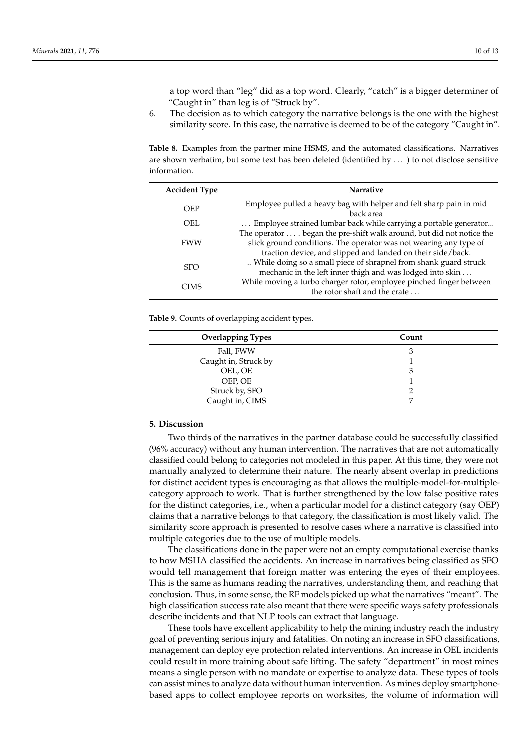a top word than "leg" did as a top word. Clearly, "catch" is a bigger determiner of "Caught in" than leg is of "Struck by".

6. The decision as to which category the narrative belongs is the one with the highest similarity score. In this case, the narrative is deemed to be of the category "Caught in".

**Table 8.** Examples from the partner mine HSMS, and the automated classifications. Narratives are shown verbatim, but some text has been deleted (identified by … ) to not disclose sensitive information.

| Accident Type | Narrative |
|---|---|
| OEP | Employee pulled a heavy bag with helper and felt sharp pain in mid back area |
| OEL | … Employee strained lumbar back while carrying a portable generator... |
| FWW | The operator … . began the pre-shift walk around, but did not notice the slick ground conditions. The operator was not wearing any type of traction device, and slipped and landed on their side/back. |
| SFO | .. While doing so a small piece of shrapnel from shank guard struck mechanic in the left inner thigh and was lodged into skin … |
| CIMS | While moving a turbo charger rotor, employee pinched finger between the rotor shaft and the crate … |

**Table 9.** Counts of overlapping accident types.

| Overlapping Types | Count |
|---|---|
| Fall, FWW | 3 |
| Caught in, Struck by | 1 |
| OEL, OE | 3 |
| OEP, OE | 1 |
| Struck by, SFO | 2 |
| Caught in, CIMS | 7 |

## 5. Discussion

Two thirds of the narratives in the partner database could be successfully classified (96% accuracy) without any human intervention. The narratives that are not automatically classified could belong to categories not modeled in this paper. At this time, they were not manually analyzed to determine their nature. The nearly absent overlap in predictions for distinct accident types is encouraging as that allows the multiple-model-for-multiple-category approach to work. That is further strengthened by the low false positive rates for the distinct categories, i.e., when a particular model for a distinct category (say OEP) claims that a narrative belongs to that category, the classification is most likely valid. The similarity score approach is presented to resolve cases where a narrative is classified into multiple categories due to the use of multiple models.

The classifications done in the paper were not an empty computational exercise thanks to how MSHA classified the accidents. An increase in narratives being classified as SFO would tell management that foreign matter was entering the eyes of their employees. This is the same as humans reading the narratives, understanding them, and reaching that conclusion. Thus, in some sense, the RF models picked up what the narratives "meant". The high classification success rate also meant that there were specific ways safety professionals describe incidents and that NLP tools can extract that language.

These tools have excellent applicability to help the mining industry reach the industry goal of preventing serious injury and fatalities. On noting an increase in SFO classifications, management can deploy eye protection related interventions. An increase in OEL incidents could result in more training about safe lifting. The safety "department" in most mines means a single person with no mandate or expertise to analyze data. These types of tools can assist mines to analyze data without human intervention. As mines deploy smartphone-based apps to collect employee reports on worksites, the volume of information will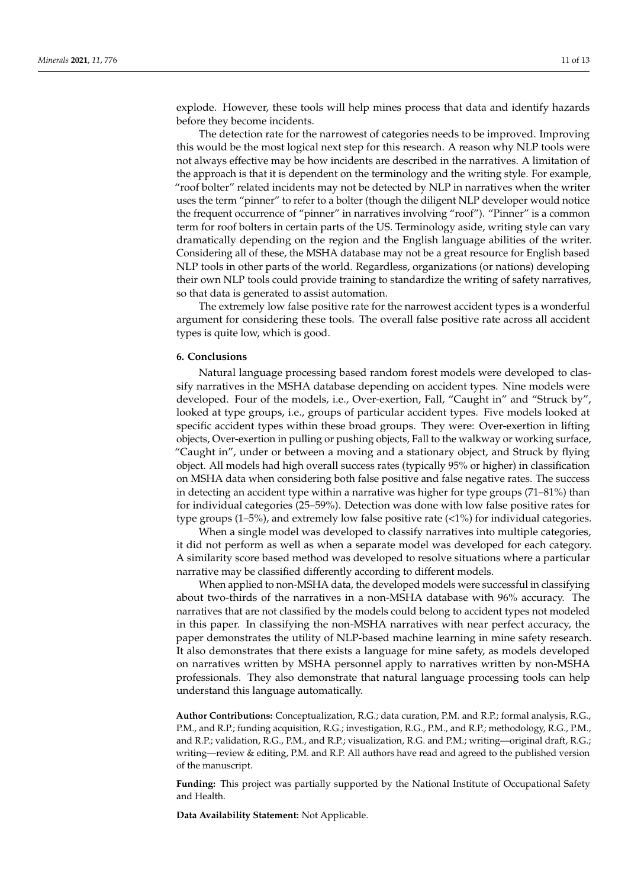explode. However, these tools will help mines process that data and identify hazards before they become incidents.

The detection rate for the narrowest of categories needs to be improved. Improving this would be the most logical next step for this research. A reason why NLP tools were not always effective may be how incidents are described in the narratives. A limitation of the approach is that it is dependent on the terminology and the writing style. For example, "roof bolter" related incidents may not be detected by NLP in narratives when the writer uses the term "pinner" to refer to a bolter (though the diligent NLP developer would notice the frequent occurrence of "pinner" in narratives involving "roof"). "Pinner" is a common term for roof bolters in certain parts of the US. Terminology aside, writing style can vary dramatically depending on the region and the English language abilities of the writer. Considering all of these, the MSHA database may not be a great resource for English based NLP tools in other parts of the world. Regardless, organizations (or nations) developing their own NLP tools could provide training to standardize the writing of safety narratives, so that data is generated to assist automation.

The extremely low false positive rate for the narrowest accident types is a wonderful argument for considering these tools. The overall false positive rate across all accident types is quite low, which is good.

## 6. Conclusions

Natural language processing based random forest models were developed to classify narratives in the MSHA database depending on accident types. Nine models were developed. Four of the models, i.e., Over-exertion, Fall, "Caught in" and "Struck by", looked at type groups, i.e., groups of particular accident types. Five models looked at specific accident types within these broad groups. They were: Over-exertion in lifting objects, Over-exertion in pulling or pushing objects, Fall to the walkway or working surface, "Caught in", under or between a moving and a stationary object, and Struck by flying object. All models had high overall success rates (typically 95% or higher) in classification on MSHA data when considering both false positive and false negative rates. The success in detecting an accident type within a narrative was higher for type groups (71–81%) than for individual categories (25–59%). Detection was done with low false positive rates for type groups (1–5%), and extremely low false positive rate (<1%) for individual categories.

When a single model was developed to classify narratives into multiple categories, it did not perform as well as when a separate model was developed for each category. A similarity score based method was developed to resolve situations where a particular narrative may be classified differently according to different models.

When applied to non-MSHA data, the developed models were successful in classifying about two-thirds of the narratives in a non-MSHA database with 96% accuracy. The narratives that are not classified by the models could belong to accident types not modeled in this paper. In classifying the non-MSHA narratives with near perfect accuracy, the paper demonstrates the utility of NLP-based machine learning in mine safety research. It also demonstrates that there exists a language for mine safety, as models developed on narratives written by MSHA personnel apply to narratives written by non-MSHA professionals. They also demonstrate that natural language processing tools can help understand this language automatically.

**Author Contributions:** Conceptualization, R.G.; data curation, P.M. and R.P.; formal analysis, R.G., P.M., and R.P.; funding acquisition, R.G.; investigation, R.G., P.M., and R.P.; methodology, R.G., P.M., and R.P.; validation, R.G., P.M., and R.P.; visualization, R.G. and P.M.; writing—original draft, R.G.; writing—review & editing, P.M. and R.P. All authors have read and agreed to the published version of the manuscript.

**Funding:** This project was partially supported by the National Institute of Occupational Safety and Health.

**Data Availability Statement:** Not Applicable.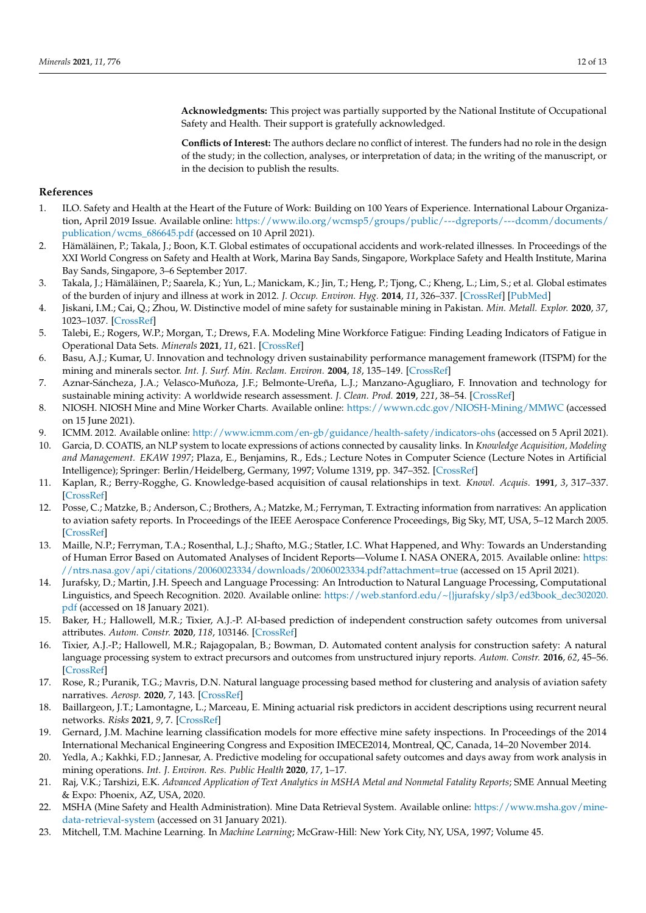**Acknowledgments:** This project was partially supported by the National Institute of Occupational Safety and Health. Their support is gratefully acknowledged.

**Conflicts of Interest:** The authors declare no conflict of interest. The funders had no role in the design of the study; in the collection, analyses, or interpretation of data; in the writing of the manuscript, or in the decision to publish the results.

## References

1. ILO. Safety and Health at the Heart of the Future of Work: Building on 100 Years of Experience. International Labour Organization, April 2019 Issue. Available online: https://www.ilo.org/wcmsp5/groups/public/---dgreports/---dcomm/documents/publication/wcms_686645.pdf (accessed on 10 April 2021).
2. Hämäläinen, P.; Takala, J.; Boon, K.T. Global estimates of occupational accidents and work-related illnesses. In Proceedings of the XXI World Congress on Safety and Health at Work, Marina Bay Sands, Singapore, Workplace Safety and Health Institute, Marina Bay Sands, Singapore, 3–6 September 2017.
3. Takala, J.; Hämäläinen, P.; Saarela, K.; Yun, L.; Manickam, K.; Jin, T.; Heng, P.; Tjong, C.; Kheng, L.; Lim, S.; et al. Global estimates of the burden of injury and illness at work in 2012. *J. Occup. Environ. Hyg.* **2014**, *11*, 326–337. [CrossRef] [PubMed]
4. Jiskani, I.M.; Cai, Q.; Zhou, W. Distinctive model of mine safety for sustainable mining in Pakistan. *Min. Metall. Explor.* **2020**, *37*, 1023–1037. [CrossRef]
5. Talebi, E.; Rogers, W.P.; Morgan, T.; Drews, F.A. Modeling Mine Workforce Fatigue: Finding Leading Indicators of Fatigue in Operational Data Sets. *Minerals* **2021**, *11*, 621. [CrossRef]
6. Basu, A.J.; Kumar, U. Innovation and technology driven sustainability performance management framework (ITSPM) for the mining and minerals sector. *Int. J. Surf. Min. Reclam. Environ.* **2004**, *18*, 135–149. [CrossRef]
7. Aznar-Sáncheza, J.A.; Velasco-Muñoza, J.F.; Belmonte-Ureña, L.J.; Manzano-Agugliaro, F. Innovation and technology for sustainable mining activity: A worldwide research assessment. *J. Clean. Prod.* **2019**, *221*, 38–54. [CrossRef]
8. NIOSH. NIOSH Mine and Mine Worker Charts. Available online: https://wwwn.cdc.gov/NIOSH-Mining/MMWC (accessed on 15 June 2021).
9. ICMM. 2012. Available online: http://www.icmm.com/en-gb/guidance/health-safety/indicators-ohs (accessed on 5 April 2021).
10. Garcia, D. COATIS, an NLP system to locate expressions of actions connected by causality links. In *Knowledge Acquisition, Modeling and Management. EKAW 1997*; Plaza, E., Benjamins, R., Eds.; Lecture Notes in Computer Science (Lecture Notes in Artificial Intelligence); Springer: Berlin/Heidelberg, Germany, 1997; Volume 1319, pp. 347–352. [CrossRef]
11. Kaplan, R.; Berry-Rogghe, G. Knowledge-based acquisition of causal relationships in text. *Knowl. Acquis.* **1991**, *3*, 317–337. [CrossRef]
12. Posse, C.; Matzke, B.; Anderson, C.; Brothers, A.; Matzke, M.; Ferryman, T. Extracting information from narratives: An application to aviation safety reports. In Proceedings of the IEEE Aerospace Conference Proceedings, Big Sky, MT, USA, 5–12 March 2005. [CrossRef]
13. Maille, N.P.; Ferryman, T.A.; Rosenthal, L.J.; Shafto, M.G.; Statler, I.C. What Happened, and Why: Towards an Understanding of Human Error Based on Automated Analyses of Incident Reports—Volume I. NASA ONERA, 2015. Available online: https://ntrs.nasa.gov/api/citations/20060023334/downloads/20060023334.pdf?attachment=true (accessed on 15 April 2021).
14. Jurafsky, D.; Martin, J.H. Speech and Language Processing: An Introduction to Natural Language Processing, Computational Linguistics, and Speech Recognition. 2020. Available online: https://web.stanford.edu/~{}jurafsky/slp3/ed3book_dec302020.pdf (accessed on 18 January 2021).
15. Baker, H.; Hallowell, M.R.; Tixier, A.J.-P. AI-based prediction of independent construction safety outcomes from universal attributes. *Autom. Constr.* **2020**, *118*, 103146. [CrossRef]
16. Tixier, A.J.-P.; Hallowell, M.R.; Rajagopalan, B.; Bowman, D. Automated content analysis for construction safety: A natural language processing system to extract precursors and outcomes from unstructured injury reports. *Autom. Constr.* **2016**, *62*, 45–56. [CrossRef]
17. Rose, R.; Puranik, T.G.; Mavris, D.N. Natural language processing based method for clustering and analysis of aviation safety narratives. *Aerosp.* **2020**, *7*, 143. [CrossRef]
18. Baillargeon, J.T.; Lamontagne, L.; Marceau, E. Mining actuarial risk predictors in accident descriptions using recurrent neural networks. *Risks* **2021**, *9*, 7. [CrossRef]
19. Gernard, J.M. Machine learning classification models for more effective mine safety inspections. In Proceedings of the 2014 International Mechanical Engineering Congress and Exposition IMECE2014, Montreal, QC, Canada, 14–20 November 2014.
20. Yedla, A.; Kakhki, F.D.; Jannesar, A. Predictive modeling for occupational safety outcomes and days away from work analysis in mining operations. *Int. J. Environ. Res. Public Health* **2020**, *17*, 1–17.
21. Raj, V.K.; Tarshizi, E.K. *Advanced Application of Text Analytics in MSHA Metal and Nonmetal Fatality Reports*; SME Annual Meeting & Expo: Phoenix, AZ, USA, 2020.
22. MSHA (Mine Safety and Health Administration). Mine Data Retrieval System. Available online: https://www.msha.gov/mine-data-retrieval-system (accessed on 31 January 2021).
23. Mitchell, T.M. Machine Learning. In *Machine Learning*; McGraw-Hill: New York City, NY, USA, 1997; Volume 45.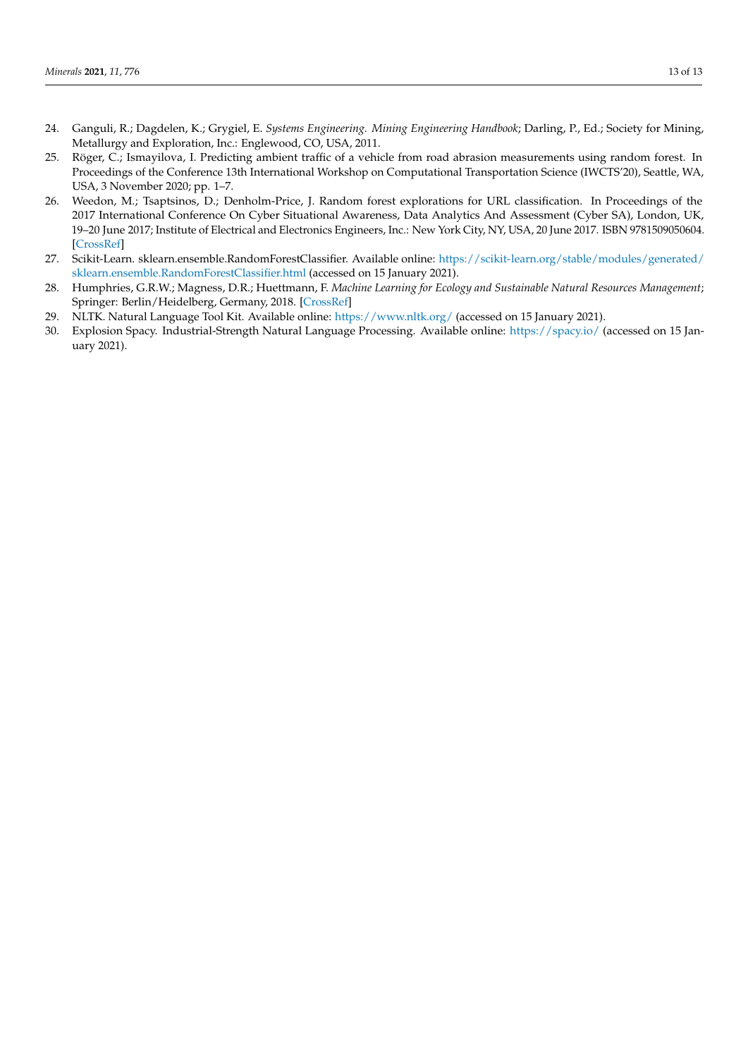24. Ganguli, R.; Dagdelen, K.; Grygiel, E. *Systems Engineering. Mining Engineering Handbook*; Darling, P., Ed.; Society for Mining, Metallurgy and Exploration, Inc.: Englewood, CO, USA, 2011.
25. Röger, C.; Ismayilova, I. Predicting ambient traffic of a vehicle from road abrasion measurements using random forest. In Proceedings of the Conference 13th International Workshop on Computational Transportation Science (IWCTS'20), Seattle, WA, USA, 3 November 2020; pp. 1–7.
26. Weedon, M.; Tsaptsinos, D.; Denholm-Price, J. Random forest explorations for URL classification. In Proceedings of the 2017 International Conference On Cyber Situational Awareness, Data Analytics And Assessment (Cyber SA), London, UK, 19–20 June 2017; Institute of Electrical and Electronics Engineers, Inc.: New York City, NY, USA, 20 June 2017. ISBN 9781509050604. [CrossRef]
27. Scikit-Learn. sklearn.ensemble.RandomForestClassifier. Available online: https://scikit-learn.org/stable/modules/generated/sklearn.ensemble.RandomForestClassifier.html (accessed on 15 January 2021).
28. Humphries, G.R.W.; Magness, D.R.; Huettmann, F. *Machine Learning for Ecology and Sustainable Natural Resources Management*; Springer: Berlin/Heidelberg, Germany, 2018. [CrossRef]
29. NLTK. Natural Language Tool Kit. Available online: https://www.nltk.org/ (accessed on 15 January 2021).
30. Explosion Spacy. Industrial-Strength Natural Language Processing. Available online: https://spacy.io/ (accessed on 15 January 2021).